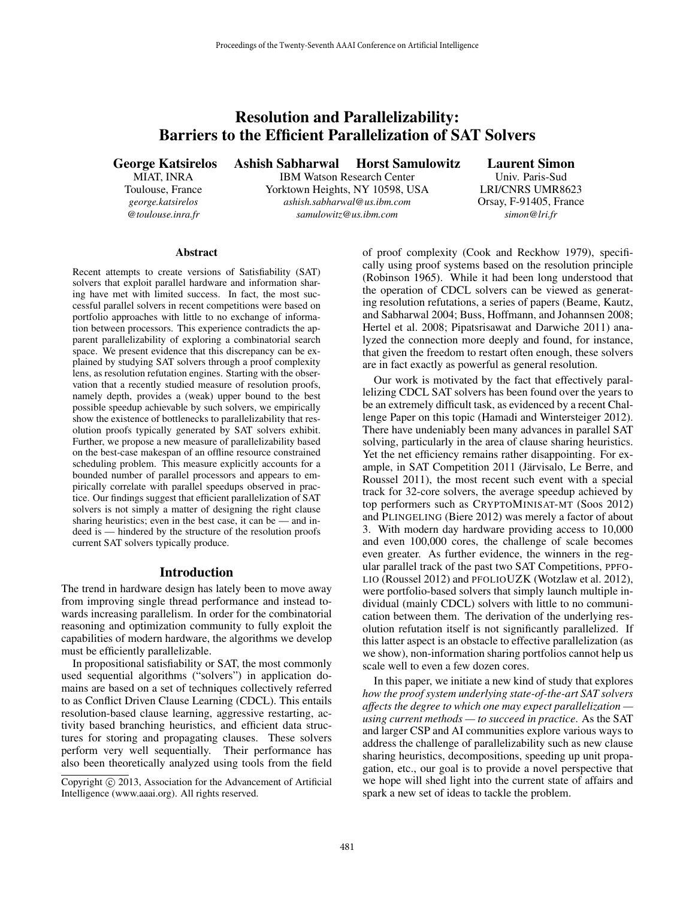# Resolution and Parallelizability: Barriers to the Efficient Parallelization of SAT Solvers

**George Katsirelos**
MIAT, INRA
Toulouse, France
*george.katsirelos@toulouse.inra.fr*

**Ashish Sabharwal** **Horst Samulowitz**
IBM Watson Research Center
Yorktown Heights, NY 10598, USA
*ashish.sabharwal@us.ibm.com*
*samulowitz@us.ibm.com*

**Laurent Simon**
Univ. Paris-Sud
LRI/CNRS UMR8623
Orsay, F-91405, France
*simon@lri.fr*

## Abstract

Recent attempts to create versions of Satisfiability (SAT) solvers that exploit parallel hardware and information sharing have met with limited success. In fact, the most successful parallel solvers in recent competitions were based on portfolio approaches with little to no exchange of information between processors. This experience contradicts the apparent parallelizability of exploring a combinatorial search space. We present evidence that this discrepancy can be explained by studying SAT solvers through a proof complexity lens, as resolution refutation engines. Starting with the observation that a recently studied measure of resolution proofs, namely depth, provides a (weak) upper bound to the best possible speedup achievable by such solvers, we empirically show the existence of bottlenecks to parallelizability that resolution proofs typically generated by SAT solvers exhibit. Further, we propose a new measure of parallelizability based on the best-case makespan of an offline resource constrained scheduling problem. This measure explicitly accounts for a bounded number of parallel processors and appears to empirically correlate with parallel speedups observed in practice. Our findings suggest that efficient parallelization of SAT solvers is not simply a matter of designing the right clause sharing heuristics; even in the best case, it can be — and indeed is — hindered by the structure of the resolution proofs current SAT solvers typically produce.

## Introduction

The trend in hardware design has lately been to move away from improving single thread performance and instead towards increasing parallelism. In order for the combinatorial reasoning and optimization community to fully exploit the capabilities of modern hardware, the algorithms we develop must be efficiently parallelizable.

In propositional satisfiability or SAT, the most commonly used sequential algorithms ("solvers") in application domains are based on a set of techniques collectively referred to as Conflict Driven Clause Learning (CDCL). This entails resolution-based clause learning, aggressive restarting, activity based branching heuristics, and efficient data structures for storing and propagating clauses. These solvers perform very well sequentially. Their performance has also been theoretically analyzed using tools from the field of proof complexity (Cook and Reckhow 1979), specifically using proof systems based on the resolution principle (Robinson 1965). While it had been long understood that the operation of CDCL solvers can be viewed as generating resolution refutations, a series of papers (Beame, Kautz, and Sabharwal 2004; Buss, Hoffmann, and Johannsen 2008; Hertel et al. 2008; Pipatsrisawat and Darwiche 2011) analyzed the connection more deeply and found, for instance, that given the freedom to restart often enough, these solvers are in fact exactly as powerful as general resolution.

Our work is motivated by the fact that effectively parallelizing CDCL SAT solvers has been found over the years to be an extremely difficult task, as evidenced by a recent Challenge Paper on this topic (Hamadi and Wintersteiger 2012). There have undeniably been many advances in parallel SAT solving, particularly in the area of clause sharing heuristics. Yet the net efficiency remains rather disappointing. For example, in SAT Competition 2011 (Järvisalo, Le Berre, and Roussel 2011), the most recent such event with a special track for 32-core solvers, the average speedup achieved by top performers such as CRYPTOMINISAT-MT (Soos 2012) and PLINGELING (Biere 2012) was merely a factor of about 3. With modern day hardware providing access to 10,000 and even 100,000 cores, the challenge of scale becomes even greater. As further evidence, the winners in the regular parallel track of the past two SAT Competitions, PPFOLIO (Roussel 2012) and PFOLIOUZK (Wotzlaw et al. 2012), were portfolio-based solvers that simply launch multiple individual (mainly CDCL) solvers with little to no communication between them. The derivation of the underlying resolution refutation itself is not significantly parallelized. If this latter aspect is an obstacle to effective parallelization (as we show), non-information sharing portfolios cannot help us scale well to even a few dozen cores.

In this paper, we initiate a new kind of study that explores *how the proof system underlying state-of-the-art SAT solvers affects the degree to which one may expect parallelization — using current methods — to succeed in practice*. As the SAT and larger CSP and AI communities explore various ways to address the challenge of parallelizability such as new clause sharing heuristics, decompositions, speeding up unit propagation, etc., our goal is to provide a novel perspective that we hope will shed light into the current state of affairs and spark a new set of ideas to tackle the problem.

Copyright © 2013, Association for the Advancement of Artificial Intelligence (www.aaai.org). All rights reserved.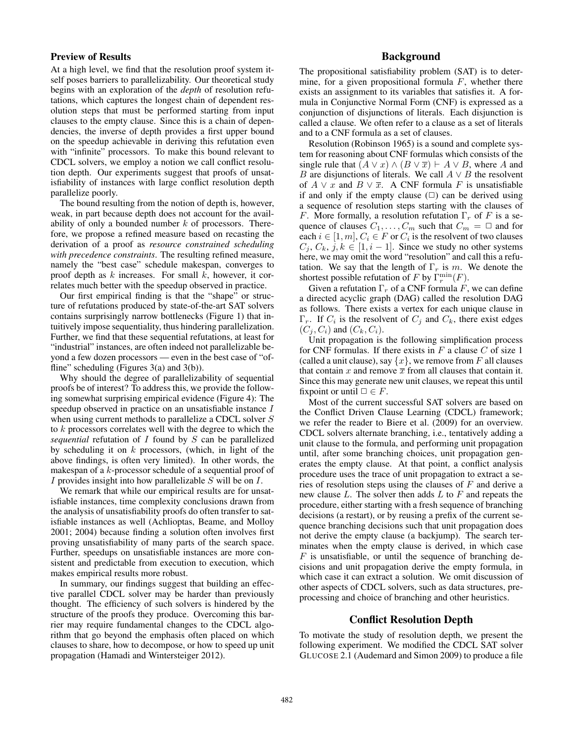### Preview of Results

At a high level, we find that the resolution proof system itself poses barriers to parallelizability. Our theoretical study begins with an exploration of the *depth* of resolution refutations, which captures the longest chain of dependent resolution steps that must be performed starting from input clauses to the empty clause. Since this is a chain of dependencies, the inverse of depth provides a first upper bound on the speedup achievable in deriving this refutation even with "infinite" processors. To make this bound relevant to CDCL solvers, we employ a notion we call conflict resolution depth. Our experiments suggest that proofs of unsatisfiability of instances with large conflict resolution depth parallelize poorly.

The bound resulting from the notion of depth is, however, weak, in part because depth does not account for the availability of only a bounded number $k$ of processors. Therefore, we propose a refined measure based on recasting the derivation of a proof as *resource constrained scheduling with precedence constraints*. The resulting refined measure, namely the "best case" schedule makespan, converges to proof depth as $k$ increases. For small $k$, however, it correlates much better with the speedup observed in practice.

Our first empirical finding is that the "shape" or structure of refutations produced by state-of-the-art SAT solvers contains surprisingly narrow bottlenecks (Figure 1) that intuitively impose sequentiality, thus hindering parallelization. Further, we find that these sequential refutations, at least for "industrial" instances, are often indeed not parallelizable beyond a few dozen processors — even in the best case of "offline" scheduling (Figures 3(a) and 3(b)).

Why should the degree of parallelizability of sequential proofs be of interest? To address this, we provide the following somewhat surprising empirical evidence (Figure 4): The speedup observed in practice on an unsatisfiable instance $I$ when using current methods to parallelize a CDCL solver $S$ to $k$ processors correlates well with the degree to which the *sequential* refutation of $I$ found by $S$ can be parallelized by scheduling it on $k$ processors, (which, in light of the above findings, is often very limited). In other words, the makespan of a $k$-processor schedule of a sequential proof of $I$ provides insight into how parallelizable $S$ will be on $I$.

We remark that while our empirical results are for unsatisfiable instances, time complexity conclusions drawn from the analysis of unsatisfiability proofs do often transfer to satisfiable instances as well (Achlioptas, Beame, and Molloy 2001; 2004) because finding a solution often involves first proving unsatisfiability of many parts of the search space. Further, speedups on unsatisfiable instances are more consistent and predictable from execution to execution, which makes empirical results more robust.

In summary, our findings suggest that building an effective parallel CDCL solver may be harder than previously thought. The efficiency of such solvers is hindered by the structure of the proofs they produce. Overcoming this barrier may require fundamental changes to the CDCL algorithm that go beyond the emphasis often placed on which clauses to share, how to decompose, or how to speed up unit propagation (Hamadi and Wintersteiger 2012).

## Background

The propositional satisfiability problem (SAT) is to determine, for a given propositional formula $F$, whether there exists an assignment to its variables that satisfies it. A formula in Conjunctive Normal Form (CNF) is expressed as a conjunction of disjunctions of literals. Each disjunction is called a clause. We often refer to a clause as a set of literals and to a CNF formula as a set of clauses.

Resolution (Robinson 1965) is a sound and complete system for reasoning about CNF formulas which consists of the single rule that $(A \vee x) \wedge (B \vee \overline{x}) \vdash A \vee B$, where $A$ and $B$ are disjunctions of literals. We call $A \vee B$ the resolvent of $A \vee x$ and $B \vee \overline{x}$. A CNF formula $F$ is unsatisfiable if and only if the empty clause ($\Box$) can be derived using a sequence of resolution steps starting with the clauses of $F$. More formally, a resolution refutation $\Gamma_r$ of $F$ is a sequence of clauses $C_1, \ldots, C_m$ such that $C_m = \Box$ and for each $i \in [1, m]$, $C_i \in F$ or $C_i$ is the resolvent of two clauses $C_j, C_k$, $j, k \in [1, i-1]$. Since we study no other systems here, we may omit the word "resolution" and call this a refutation. We say that the length of $\Gamma_r$ is $m$. We denote the shortest possible refutation of $F$ by $\Gamma_r^{\min}(F)$.

Given a refutation $\Gamma_r$ of a CNF formula $F$, we can define a directed acyclic graph (DAG) called the resolution DAG as follows. There exists a vertex for each unique clause in $\Gamma_r$. If $C_i$ is the resolvent of $C_j$ and $C_k$, there exist edges $(C_j, C_i)$ and $(C_k, C_i)$.

Unit propagation is the following simplification process for CNF formulas. If there exists in $F$ a clause $C$ of size 1 (called a unit clause), say $\{x\}$, we remove from $F$ all clauses that contain $x$ and remove $\overline{x}$ from all clauses that contain it. Since this may generate new unit clauses, we repeat this until fixpoint or until $\Box \in F$.

Most of the current successful SAT solvers are based on the Conflict Driven Clause Learning (CDCL) framework; we refer the reader to Biere et al. (2009) for an overview. CDCL solvers alternate branching, i.e., tentatively adding a unit clause to the formula, and performing unit propagation until, after some branching choices, unit propagation generates the empty clause. At that point, a conflict analysis procedure uses the trace of unit propagation to extract a series of resolution steps using the clauses of $F$ and derive a new clause $L$. The solver then adds $L$ to $F$ and repeats the procedure, either starting with a fresh sequence of branching decisions (a restart), or by reusing a prefix of the current sequence branching decisions such that unit propagation does not derive the empty clause (a backjump). The search terminates when the empty clause is derived, in which case $F$ is unsatisfiable, or until the sequence of branching decisions and unit propagation derive the empty formula, in which case it can extract a solution. We omit discussion of other aspects of CDCL solvers, such as data structures, preprocessing and choice of branching and other heuristics.

## Conflict Resolution Depth

To motivate the study of resolution depth, we present the following experiment. We modified the CDCL SAT solver GLUCOSE 2.1 (Audemard and Simon 2009) to produce a file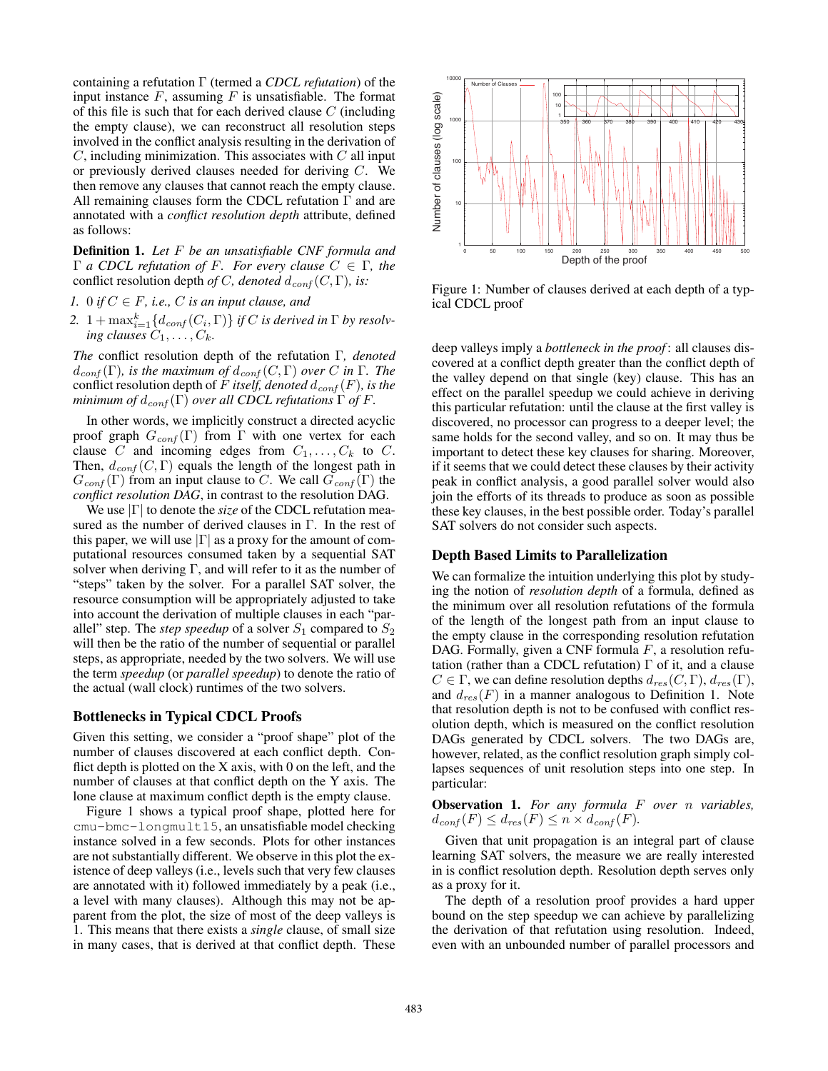containing a refutation $\Gamma$ (termed a *CDCL refutation*) of the input instance $F$, assuming $F$ is unsatisfiable. The format of this file is such that for each derived clause $C$ (including the empty clause), we can reconstruct all resolution steps involved in the conflict analysis resulting in the derivation of $C$, including minimization. This associates with $C$ all input or previously derived clauses needed for deriving $C$. We then remove any clauses that cannot reach the empty clause. All remaining clauses form the CDCL refutation $\Gamma$ and are annotated with a *conflict resolution depth* attribute, defined as follows:

**Definition 1.** *Let $F$ be an unsatisfiable CNF formula and $\Gamma$ a CDCL refutation of $F$. For every clause $C \in \Gamma$, the* conflict resolution depth *of $C$, denoted $d_{conf}(C, \Gamma)$, is:*

1. *0 if $C \in F$, i.e., $C$ is an input clause, and*
2. *$1 + \max_{i=1}^{k}\{d_{conf}(C_i, \Gamma)\}$ if $C$ is derived in $\Gamma$ by resolving clauses $C_1, \ldots, C_k$.*

*The* conflict resolution depth *of the refutation $\Gamma$, denoted $d_{conf}(\Gamma)$, is the maximum of $d_{conf}(C, \Gamma)$ over $C$ in $\Gamma$. The* conflict resolution depth *of $F$ itself, denoted $d_{conf}(F)$, is the minimum of $d_{conf}(\Gamma)$ over all CDCL refutations $\Gamma$ of $F$.*

In other words, we implicitly construct a directed acyclic proof graph $G_{conf}(\Gamma)$ from $\Gamma$ with one vertex for each clause $C$ and incoming edges from $C_1, \ldots, C_k$ to $C$. Then, $d_{conf}(C, \Gamma)$ equals the length of the longest path in $G_{conf}(\Gamma)$ from an input clause to $C$. We call $G_{conf}(\Gamma)$ the *conflict resolution DAG*, in contrast to the resolution DAG.

We use $|\Gamma|$ to denote the *size* of the CDCL refutation measured as the number of derived clauses in $\Gamma$. In the rest of this paper, we will use $|\Gamma|$ as a proxy for the amount of computational resources consumed taken by a sequential SAT solver when deriving $\Gamma$, and will refer to it as the number of "steps" taken by the solver. For a parallel SAT solver, the resource consumption will be appropriately adjusted to take into account the derivation of multiple clauses in each "parallel" step. The *step speedup* of a solver $S_1$ compared to $S_2$ will then be the ratio of the number of sequential or parallel steps, as appropriate, needed by the two solvers. We will use the term *speedup* (or *parallel speedup*) to denote the ratio of the actual (wall clock) runtimes of the two solvers.

## Bottlenecks in Typical CDCL Proofs

Given this setting, we consider a "proof shape" plot of the number of clauses discovered at each conflict depth. Conflict depth is plotted on the X axis, with 0 on the left, and the number of clauses at that conflict depth on the Y axis. The lone clause at maximum conflict depth is the empty clause.

Figure 1 shows a typical proof shape, plotted here for `cmu-bmc-longmult15`, an unsatisfiable model checking instance solved in a few seconds. Plots for other instances are not substantially different. We observe in this plot the existence of deep valleys (i.e., levels such that very few clauses are annotated with it) followed immediately by a peak (i.e., a level with many clauses). Although this may not be apparent from the plot, the size of most of the deep valleys is 1. This means that there exists a *single* clause, of small size in many cases, that is derived at that conflict depth. These

Figure 1: Number of clauses derived at each depth of a typical CDCL proof

deep valleys imply a *bottleneck in the proof*: all clauses discovered at a conflict depth greater than the conflict depth of the valley depend on that single (key) clause. This has an effect on the parallel speedup we could achieve in deriving this particular refutation: until the clause at the first valley is discovered, no processor can progress to a deeper level; the same holds for the second valley, and so on. It may thus be important to detect these key clauses for sharing. Moreover, if it seems that we could detect these clauses by their activity peak in conflict analysis, a good parallel solver would also join the efforts of its threads to produce as soon as possible these key clauses, in the best possible order. Today's parallel SAT solvers do not consider such aspects.

## Depth Based Limits to Parallelization

We can formalize the intuition underlying this plot by studying the notion of *resolution depth* of a formula, defined as the minimum over all resolution refutations of the formula of the length of the longest path from an input clause to the empty clause in the corresponding resolution refutation DAG. Formally, given a CNF formula $F$, a resolution refutation (rather than a CDCL refutation) $\Gamma$ of it, and a clause $C \in \Gamma$, we can define resolution depths $d_{res}(C, \Gamma)$, $d_{res}(\Gamma)$, and $d_{res}(F)$ in a manner analogous to Definition 1. Note that resolution depth is not to be confused with conflict resolution depth, which is measured on the conflict resolution DAGs generated by CDCL solvers. The two DAGs are, however, related, as the conflict resolution graph simply collapses sequences of unit resolution steps into one step. In particular:

**Observation 1.** *For any formula $F$ over $n$ variables, $d_{conf}(F) \leq d_{res}(F) \leq n \times d_{conf}(F)$.*

Given that unit propagation is an integral part of clause learning SAT solvers, the measure we are really interested in is conflict resolution depth. Resolution depth serves only as a proxy for it.

The depth of a resolution proof provides a hard upper bound on the step speedup we can achieve by parallelizing the derivation of that refutation using resolution. Indeed, even with an unbounded number of parallel processors and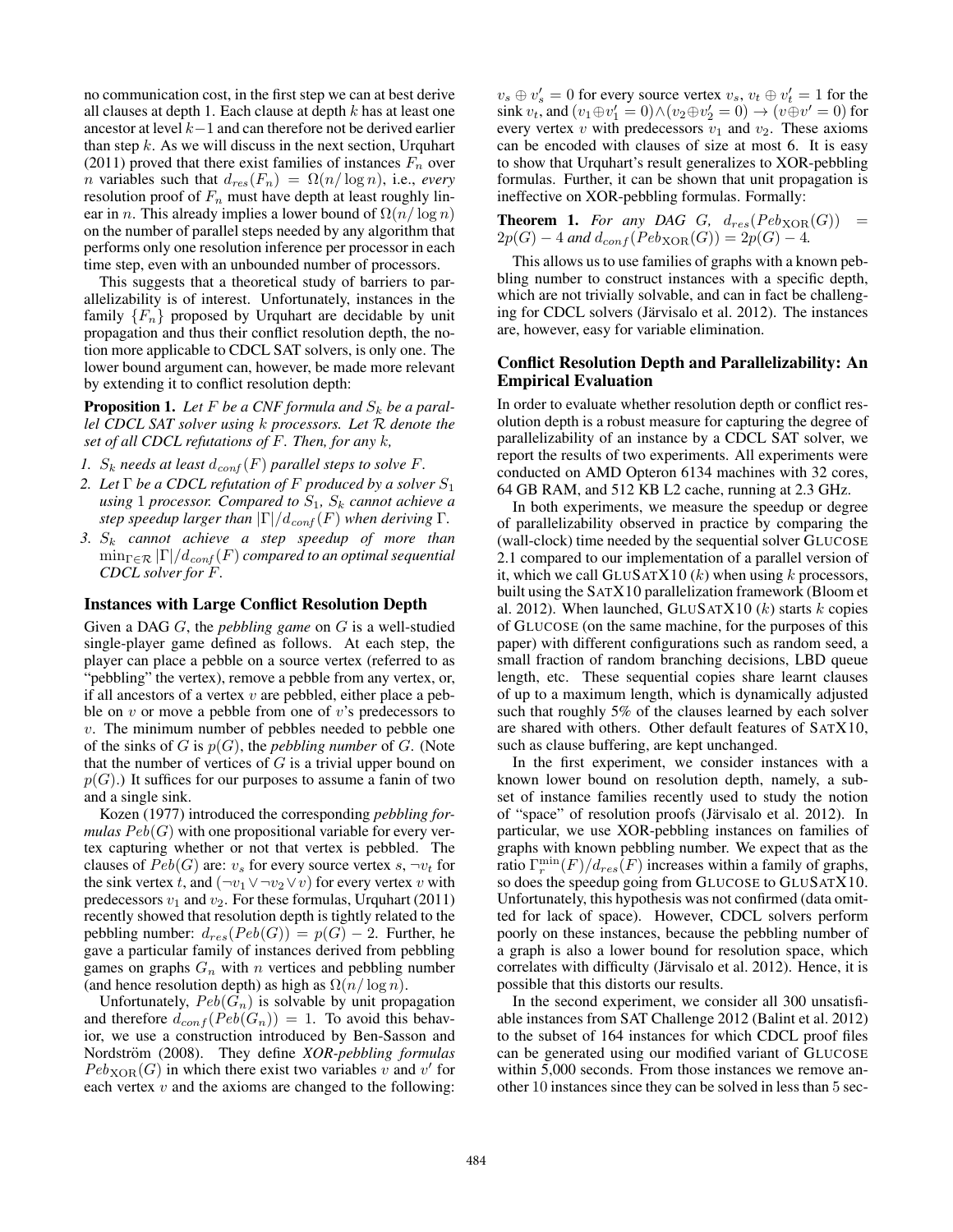no communication cost, in the first step we can at best derive all clauses at depth 1. Each clause at depth $k$ has at least one ancestor at level $k-1$ and can therefore not be derived earlier than step $k$. As we will discuss in the next section, Urquhart (2011) proved that there exist families of instances $F_n$ over $n$ variables such that $d_{res}(F_n) = \Omega(n/\log n)$, i.e., *every* resolution proof of $F_n$ must have depth at least roughly linear in $n$. This already implies a lower bound of $\Omega(n/\log n)$ on the number of parallel steps needed by any algorithm that performs only one resolution inference per processor in each time step, even with an unbounded number of processors.

This suggests that a theoretical study of barriers to parallelizability is of interest. Unfortunately, instances in the family $\{F_n\}$ proposed by Urquhart are decidable by unit propagation and thus their conflict resolution depth, the notion more applicable to CDCL SAT solvers, is only one. The lower bound argument can, however, be made more relevant by extending it to conflict resolution depth:

**Proposition 1.** *Let $F$ be a CNF formula and $S_k$ be a parallel CDCL SAT solver using $k$ processors. Let $\mathcal{R}$ denote the set of all CDCL refutations of $F$. Then, for any $k$,*

1. *$S_k$ needs at least $d_{conf}(F)$ parallel steps to solve $F$.*
2. *Let $\Gamma$ be a CDCL refutation of $F$ produced by a solver $S_1$ using 1 processor. Compared to $S_1$, $S_k$ cannot achieve a step speedup larger than $|\Gamma|/d_{conf}(F)$ when deriving $\Gamma$.*
3. *$S_k$ cannot achieve a step speedup of more than $\min_{\Gamma\in\mathcal{R}} |\Gamma|/d_{conf}(F)$ compared to an optimal sequential CDCL solver for $F$.*

## Instances with Large Conflict Resolution Depth

Given a DAG $G$, the *pebbling game* on $G$ is a well-studied single-player game defined as follows. At each step, the player can place a pebble on a source vertex (referred to as "pebbling" the vertex), remove a pebble from any vertex, or, if all ancestors of a vertex $v$ are pebbled, either place a pebble on $v$ or move a pebble from one of $v$'s predecessors to $v$. The minimum number of pebbles needed to pebble one of the sinks of $G$ is $p(G)$, the *pebbling number* of $G$. (Note that the number of vertices of $G$ is a trivial upper bound on $p(G)$.) It suffices for our purposes to assume a fanin of two and a single sink.

Kozen (1977) introduced the corresponding *pebbling formulas* $Peb(G)$ with one propositional variable for every vertex capturing whether or not that vertex is pebbled. The clauses of $Peb(G)$ are: $v_s$ for every source vertex $s$, $\neg v_t$ for the sink vertex $t$, and $(\neg v_1 \vee \neg v_2 \vee v)$ for every vertex $v$ with predecessors $v_1$ and $v_2$. For these formulas, Urquhart (2011) recently showed that resolution depth is tightly related to the pebbling number: $d_{res}(Peb(G)) = p(G) - 2$. Further, he gave a particular family of instances derived from pebbling games on graphs $G_n$ with $n$ vertices and pebbling number (and hence resolution depth) as high as $\Omega(n/\log n)$.

Unfortunately, $Peb(G_n)$ is solvable by unit propagation and therefore $d_{conf}(Peb(G_n)) = 1$. To avoid this behavior, we use a construction introduced by Ben-Sasson and Nordström (2008). They define *XOR-pebbling formulas* $Peb_{\mathrm{XOR}}(G)$ in which there exist two variables $v$ and $v'$ for each vertex $v$ and the axioms are changed to the following: $v_s \oplus v'_s = 0$ for every source vertex $v_s$, $v_t \oplus v'_t = 1$ for the sink $v_t$, and $(v_1 \oplus v'_1 = 0) \wedge (v_2 \oplus v'_2 = 0) \rightarrow (v \oplus v' = 0)$ for every vertex $v$ with predecessors $v_1$ and $v_2$. These axioms can be encoded with clauses of size at most 6. It is easy to show that Urquhart's result generalizes to XOR-pebbling formulas. Further, it can be shown that unit propagation is ineffective on XOR-pebbling formulas. Formally:

**Theorem 1.** *For any DAG $G$, $d_{res}(Peb_{\mathrm{XOR}}(G)) = 2p(G) - 4$ and $d_{conf}(Peb_{\mathrm{XOR}}(G)) = 2p(G) - 4$.*

This allows us to use families of graphs with a known pebbling number to construct instances with a specific depth, which are not trivially solvable, and can in fact be challenging for CDCL solvers (Järvisalo et al. 2012). The instances are, however, easy for variable elimination.

## Conflict Resolution Depth and Parallelizability: An Empirical Evaluation

In order to evaluate whether resolution depth or conflict resolution depth is a robust measure for capturing the degree of parallelizability of an instance by a CDCL SAT solver, we report the results of two experiments. All experiments were conducted on AMD Opteron 6134 machines with 32 cores, 64 GB RAM, and 512 KB L2 cache, running at 2.3 GHz.

In both experiments, we measure the speedup or degree of parallelizability observed in practice by comparing the (wall-clock) time needed by the sequential solver GLUCOSE 2.1 compared to our implementation of a parallel version of it, which we call GLUSATX10 ($k$) when using $k$ processors, built using the SATX10 parallelization framework (Bloom et al. 2012). When launched, GLUSATX10 ($k$) starts $k$ copies of GLUCOSE (on the same machine, for the purposes of this paper) with different configurations such as random seed, a small fraction of random branching decisions, LBD queue length, etc. These sequential copies share learnt clauses of up to a maximum length, which is dynamically adjusted such that roughly 5% of the clauses learned by each solver are shared with others. Other default features of SATX10, such as clause buffering, are kept unchanged.

In the first experiment, we consider instances with a known lower bound on resolution depth, namely, a subset of instance families recently used to study the notion of "space" of resolution proofs (Järvisalo et al. 2012). In particular, we use XOR-pebbling instances on families of graphs with known pebbling number. We expect that as the ratio $\Gamma_r^{\min}(F)/d_{res}(F)$ increases within a family of graphs, so does the speedup going from GLUCOSE to GLUSATX10. Unfortunately, this hypothesis was not confirmed (data omitted for lack of space). However, CDCL solvers perform poorly on these instances, because the pebbling number of a graph is also a lower bound for resolution space, which correlates with difficulty (Järvisalo et al. 2012). Hence, it is possible that this distorts our results.

In the second experiment, we consider all 300 unsatisfiable instances from SAT Challenge 2012 (Balint et al. 2012) to the subset of 164 instances for which CDCL proof files can be generated using our modified variant of GLUCOSE within 5,000 seconds. From those instances we remove another 10 instances since they can be solved in less than 5 sec-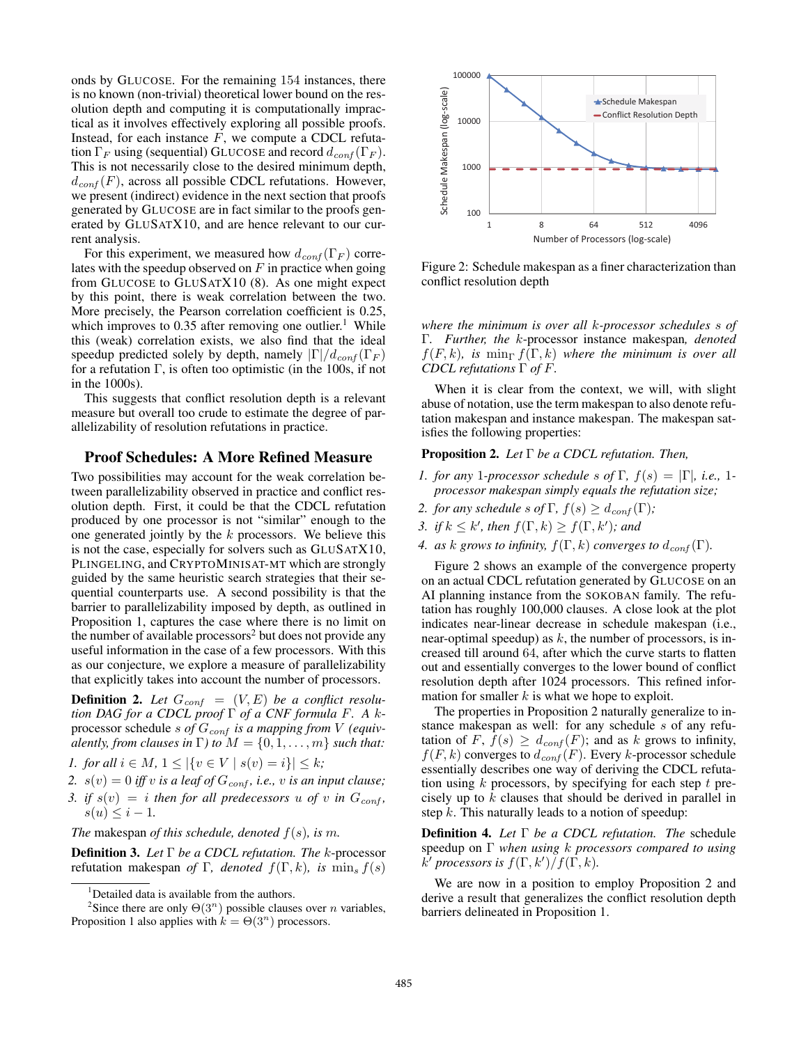onds by GLUCOSE. For the remaining 154 instances, there is no known (non-trivial) theoretical lower bound on the resolution depth and computing it is computationally impractical as it involves effectively exploring all possible proofs. Instead, for each instance $F$, we compute a CDCL refutation $\Gamma_F$ using (sequential) GLUCOSE and record $d_{conf}(\Gamma_F)$. This is not necessarily close to the desired minimum depth, $d_{conf}(F)$, across all possible CDCL refutations. However, we present (indirect) evidence in the next section that proofs generated by GLUCOSE are in fact similar to the proofs generated by GLUSATX10, and are hence relevant to our current analysis.

For this experiment, we measured how $d_{conf}(\Gamma_F)$ correlates with the speedup observed on $F$ in practice when going from GLUCOSE to GLUSATX10 (8). As one might expect by this point, there is weak correlation between the two. More precisely, the Pearson correlation coefficient is 0.25, which improves to 0.35 after removing one outlier.[1] While this (weak) correlation exists, we also find that the ideal speedup predicted solely by depth, namely $|\Gamma|/d_{conf}(\Gamma_F)$ for a refutation $\Gamma$, is often too optimistic (in the 100s, if not in the 1000s).

This suggests that conflict resolution depth is a relevant measure but overall too crude to estimate the degree of parallelizability of resolution refutations in practice.

## Proof Schedules: A More Refined Measure

Two possibilities may account for the weak correlation between parallelizability observed in practice and conflict resolution depth. First, it could be that the CDCL refutation produced by one processor is not "similar" enough to the one generated jointly by the $k$ processors. We believe this is not the case, especially for solvers such as GLUSATX10, PLINGELING, and CRYPTOMINISAT-MT which are strongly guided by the same heuristic search strategies that their sequential counterparts use. A second possibility is that the barrier to parallelizability imposed by depth, as outlined in Proposition 1, captures the case where there is no limit on the number of available processors[2] but does not provide any useful information in the case of a few processors. With this as our conjecture, we explore a measure of parallelizability that explicitly takes into account the number of processors.

**Definition 2.** *Let $G_{conf} = (V, E)$ be a conflict resolution DAG for a CDCL proof $\Gamma$ of a CNF formula $F$. A $k$-processor schedule $s$ of $G_{conf}$ is a mapping from $V$ (equivalently, from clauses in $\Gamma$) to $M = \{0, 1, \ldots, m\}$ such that:*

1. *for all $i \in M$, $1 \leq |\{v \in V \mid s(v) = i\}| \leq k$;*
2. *$s(v) = 0$ iff $v$ is a leaf of $G_{conf}$, i.e., $v$ is an input clause;*
3. *if $s(v) = i$ then for all predecessors $u$ of $v$ in $G_{conf}$, $s(u) \leq i - 1$.*

*The* makespan *of this schedule, denoted $f(s)$, is $m$.*

**Definition 3.** *Let $\Gamma$ be a CDCL refutation. The $k$-processor refutation makespan of $\Gamma$, denoted $f(\Gamma, k)$, is $\min_s f(s)$ where the minimum is over all $k$-processor schedules $s$ of $\Gamma$. Further, the $k$-processor instance makespan, denoted $f(F, k)$, is $\min_\Gamma f(\Gamma, k)$ where the minimum is over all CDCL refutations $\Gamma$ of $F$.*

[1] Detailed data is available from the authors.

[2] Since there are only $\Theta(3^n)$ possible clauses over $n$ variables, Proposition 1 also applies with $k = \Theta(3^n)$ processors.

Figure 2: Schedule makespan as a finer characterization than conflict resolution depth

When it is clear from the context, we will, with slight abuse of notation, use the term makespan to also denote refutation makespan and instance makespan. The makespan satisfies the following properties:

**Proposition 2.** *Let $\Gamma$ be a CDCL refutation. Then,*

1. *for any 1-processor schedule $s$ of $\Gamma$, $f(s) = |\Gamma|$, i.e., 1-processor makespan simply equals the refutation size;*
2. *for any schedule $s$ of $\Gamma$, $f(s) \geq d_{conf}(\Gamma)$;*
3. *if $k \leq k'$, then $f(\Gamma, k) \geq f(\Gamma, k')$; and*
4. *as $k$ grows to infinity, $f(\Gamma, k)$ converges to $d_{conf}(\Gamma)$.*

Figure 2 shows an example of the convergence property on an actual CDCL refutation generated by GLUCOSE on an AI planning instance from the SOKOBAN family. The refutation has roughly 100,000 clauses. A close look at the plot indicates near-linear decrease in schedule makespan (i.e., near-optimal speedup) as $k$, the number of processors, is increased till around 64, after which the curve starts to flatten out and essentially converges to the lower bound of conflict resolution depth after 1024 processors. This refined information for smaller $k$ is what we hope to exploit.

The properties in Proposition 2 naturally generalize to instance makespan as well: for any schedule $s$ of any refutation of $F$, $f(s) \geq d_{conf}(F)$; and as $k$ grows to infinity, $f(F, k)$ converges to $d_{conf}(F)$. Every $k$-processor schedule essentially describes one way of deriving the CDCL refutation using $k$ processors, by specifying for each step $t$ precisely up to $k$ clauses that should be derived in parallel in step $k$. This naturally leads to a notion of speedup:

**Definition 4.** *Let $\Gamma$ be a CDCL refutation. The* schedule speedup *on $\Gamma$ when using $k$ processors compared to using $k'$ processors is $f(\Gamma, k')/f(\Gamma, k)$.*

We are now in a position to employ Proposition 2 and derive a result that generalizes the conflict resolution depth barriers delineated in Proposition 1.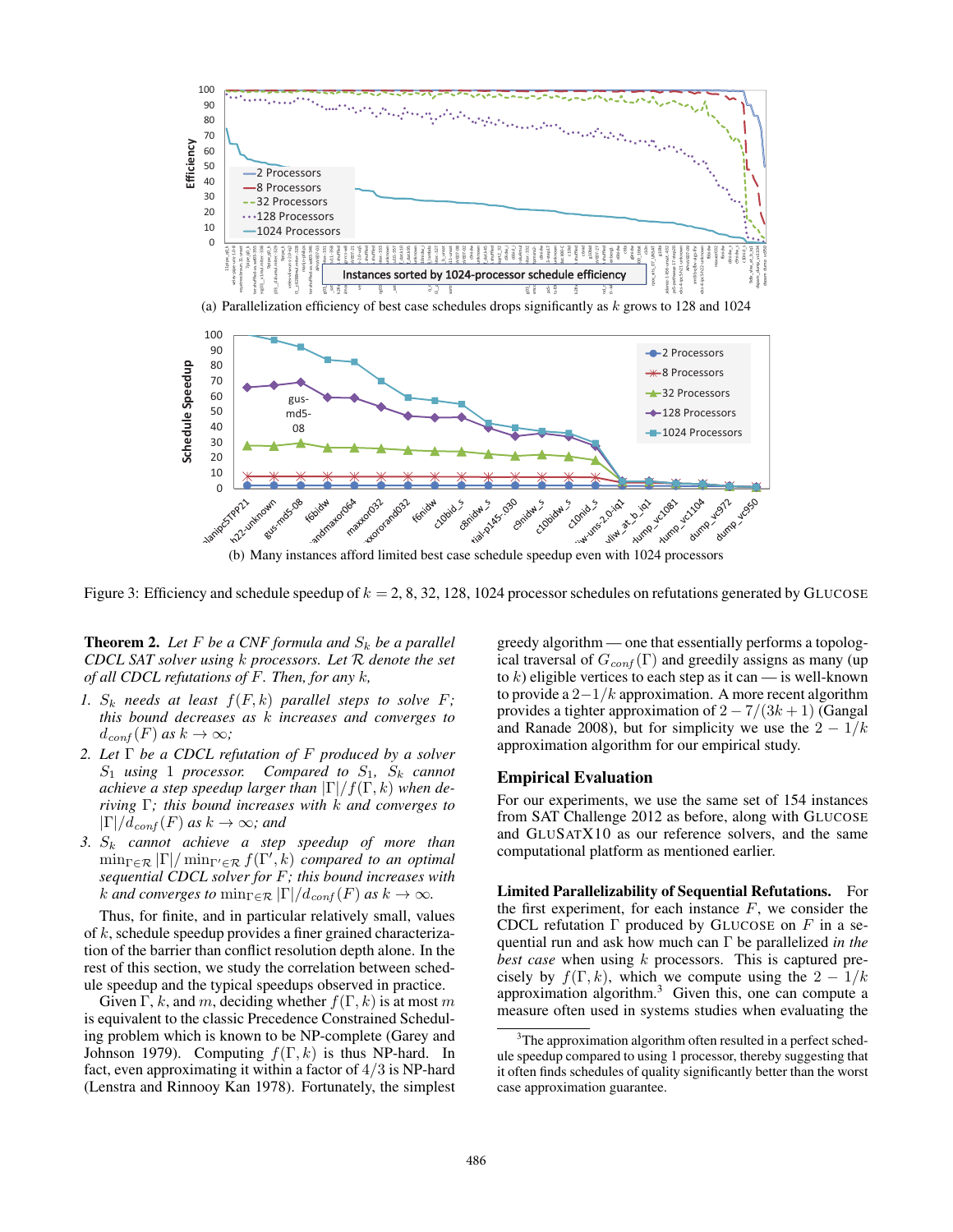(a) Parallelization efficiency of best case schedules drops significantly as $k$ grows to 128 and 1024

(b) Many instances afford limited best case schedule speedup even with 1024 processors

Figure 3: Efficiency and schedule speedup of $k = 2, 8, 32, 128, 1024$ processor schedules on refutations generated by GLUCOSE

**Theorem 2.** *Let $F$ be a CNF formula and $S_k$ be a parallel CDCL SAT solver using $k$ processors. Let $\mathcal{R}$ denote the set of all CDCL refutations of $F$. Then, for any $k$,*

1. *$S_k$ needs at least $f(F, k)$ parallel steps to solve $F$; this bound decreases as $k$ increases and converges to $d_{conf}(F)$ as $k \to \infty$;*
2. *Let $\Gamma$ be a CDCL refutation of $F$ produced by a solver $S_1$ using 1 processor. Compared to $S_1$, $S_k$ cannot achieve a step speedup larger than $|\Gamma|/f(\Gamma, k)$ when deriving $\Gamma$; this bound increases with $k$ and converges to $|\Gamma|/d_{conf}(F)$ as $k \to \infty$; and*
3. *$S_k$ cannot achieve a step speedup of more than $\min_{\Gamma \in \mathcal{R}} |\Gamma| / \min_{\Gamma' \in \mathcal{R}} f(\Gamma', k)$ compared to an optimal sequential CDCL solver for $F$; this bound increases with $k$ and converges to $\min_{\Gamma \in \mathcal{R}} |\Gamma|/d_{conf}(F)$ as $k \to \infty$.*

Thus, for finite, and in particular relatively small, values of $k$, schedule speedup provides a finer grained characterization of the barrier than conflict resolution depth alone. In the rest of this section, we study the correlation between schedule speedup and the typical speedups observed in practice.

Given $\Gamma$, $k$, and $m$, deciding whether $f(\Gamma, k)$ is at most $m$ is equivalent to the classic Precedence Constrained Scheduling problem which is known to be NP-complete (Garey and Johnson 1979). Computing $f(\Gamma, k)$ is thus NP-hard. In fact, even approximating it within a factor of $4/3$ is NP-hard (Lenstra and Rinnooy Kan 1978). Fortunately, the simplest greedy algorithm — one that essentially performs a topological traversal of $G_{conf}(\Gamma)$ and greedily assigns as many (up to $k$) eligible vertices to each step as it can — is well-known to provide a $2-1/k$ approximation. A more recent algorithm provides a tighter approximation of $2 - 7/(3k+1)$ (Gangal and Ranade 2008), but for simplicity we use the $2 - 1/k$ approximation algorithm for our empirical study.

## Empirical Evaluation

For our experiments, we use the same set of 154 instances from SAT Challenge 2012 as before, along with GLUCOSE and GLUSATX10 as our reference solvers, and the same computational platform as mentioned earlier.

**Limited Parallelizability of Sequential Refutations.** For the first experiment, for each instance $F$, we consider the CDCL refutation $\Gamma$ produced by GLUCOSE on $F$ on a sequential run and ask how much can $\Gamma$ be parallelized *in the best case* when using $k$ processors. This is captured precisely by $f(\Gamma, k)$, which we compute using the $2 - 1/k$ approximation algorithm.[3] Given this, one can compute a measure often used in systems studies when evaluating the

[3]The approximation algorithm often resulted in a perfect schedule speedup compared to using 1 processor, thereby suggesting that it often finds schedules of quality significantly better than the worst case approximation guarantee.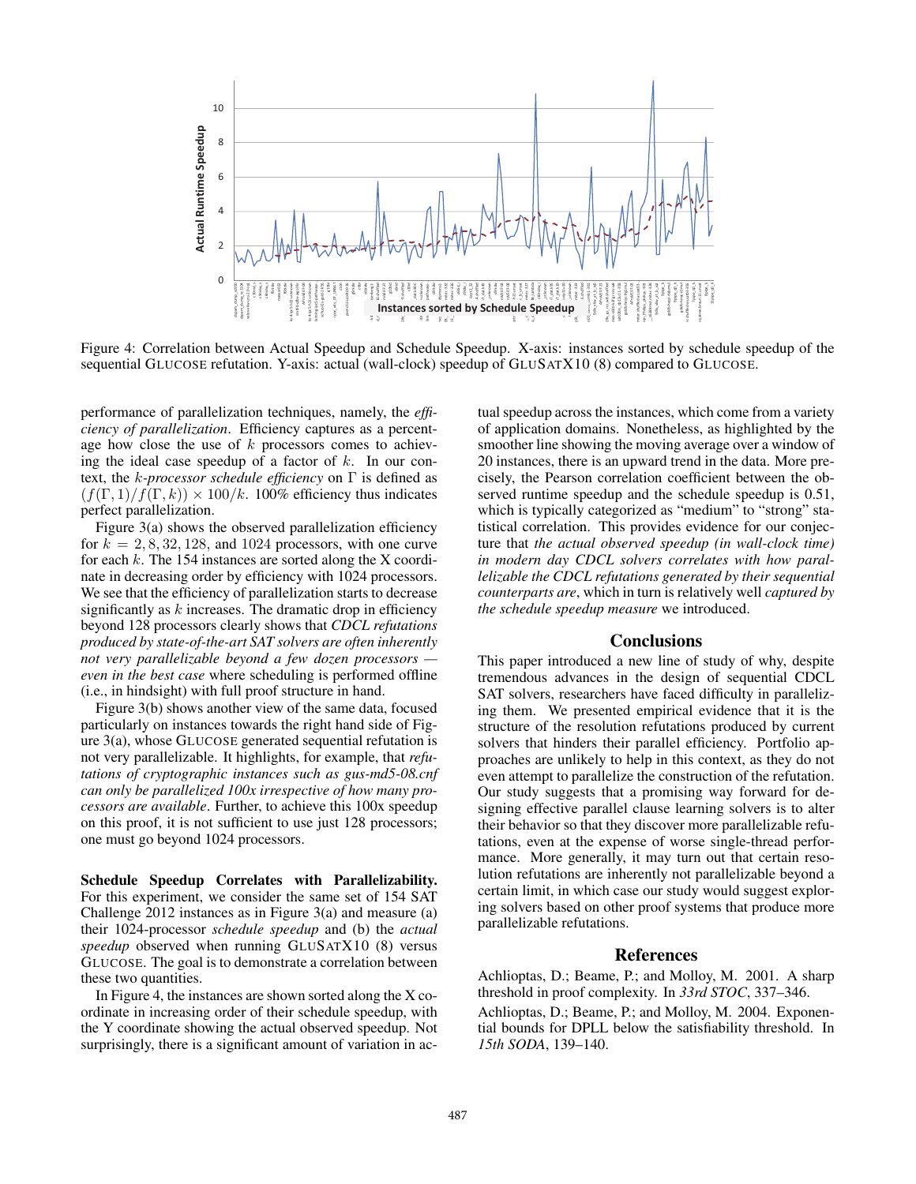Figure 4: Correlation between Actual Speedup and Schedule Speedup. X-axis: instances sorted by schedule speedup of the sequential GLUCOSE refutation. Y-axis: actual (wall-clock) speedup of GLUSATX10 (8) compared to GLUCOSE.

performance of parallelization techniques, namely, the *efficiency of parallelization*. Efficiency captures as a percentage how close the use of $k$ processors comes to achieving the ideal case speedup of a factor of $k$. In our context, the *$k$-processor schedule efficiency* on $\Gamma$ is defined as $(f(\Gamma, 1)/f(\Gamma, k)) \times 100/k$. 100% efficiency thus indicates perfect parallelization.

Figure 3(a) shows the observed parallelization efficiency for $k = 2, 8, 32, 128$, and 1024 processors, with one curve for each $k$. The 154 instances are sorted along the X coordinate in decreasing order by efficiency with 1024 processors. We see that the efficiency of parallelization starts to decrease significantly as $k$ increases. The dramatic drop in efficiency beyond 128 processors clearly shows that *CDCL refutations produced by state-of-the-art SAT solvers are often inherently not very parallelizable beyond a few dozen processors — even in the best case* where scheduling is performed offline (i.e., in hindsight) with full proof structure in hand.

Figure 3(b) shows another view of the same data, focused particularly on instances towards the right hand side of Figure 3(a), whose GLUCOSE generated sequential refutation is not very parallelizable. It highlights, for example, that *refutations of cryptographic instances such as gus-md5-08.cnf can only be parallelized 100x irrespective of how many processors are available*. Further, to achieve this 100x speedup on this proof, it is not sufficient to use just 128 processors; one must go beyond 1024 processors.

**Schedule Speedup Correlates with Parallelizability.** For this experiment, we consider the same set of 154 SAT Challenge 2012 instances as in Figure 3(a) and measure (a) their 1024-processor *schedule speedup* and (b) the *actual speedup* observed when running GLUSATX10 (8) versus GLUCOSE. The goal is to demonstrate a correlation between these two quantities.

In Figure 4, the instances are shown sorted along the X coordinate in increasing order of their schedule speedup, with the Y coordinate showing the actual observed speedup. Not surprisingly, there is a significant amount of variation in actual speedup across the instances, which come from a variety of application domains. Nonetheless, as highlighted by the smoother line showing the moving average over a window of 20 instances, there is an upward trend in the data. More precisely, the Pearson correlation coefficient between the observed runtime speedup and the schedule speedup is 0.51, which is typically categorized as "medium" to "strong" statistical correlation. This provides evidence for our conjecture that *the actual observed speedup (in wall-clock time) in modern day CDCL solvers correlates with how parallelizable the CDCL refutations generated by their sequential counterparts are*, which in turn is relatively well *captured by the schedule speedup measure* we introduced.

## Conclusions

This paper introduced a new line of study of why, despite tremendous advances in the design of sequential CDCL SAT solvers, researchers have faced difficulty in parallelizing them. We presented empirical evidence that it is the structure of the resolution refutations produced by current solvers that hinders their parallel efficiency. Portfolio approaches are unlikely to help in this context, as they do not even attempt to parallelize the construction of the refutation. Our study suggests that a promising way forward for designing effective parallel clause learning solvers is to alter their behavior so that they discover more parallelizable refutations, even at the expense of worse single-thread performance. More generally, it may turn out that certain resolution refutations are inherently not parallelizable beyond a certain limit, in which case our study would suggest exploring solvers based on other proof systems that produce more parallelizable refutations.

## References

Achlioptas, D.; Beame, P.; and Molloy, M. 2001. A sharp threshold in proof complexity. In *33rd STOC*, 337–346.

Achlioptas, D.; Beame, P.; and Molloy, M. 2004. Exponential bounds for DPLL below the satisfiability threshold. In *15th SODA*, 139–140.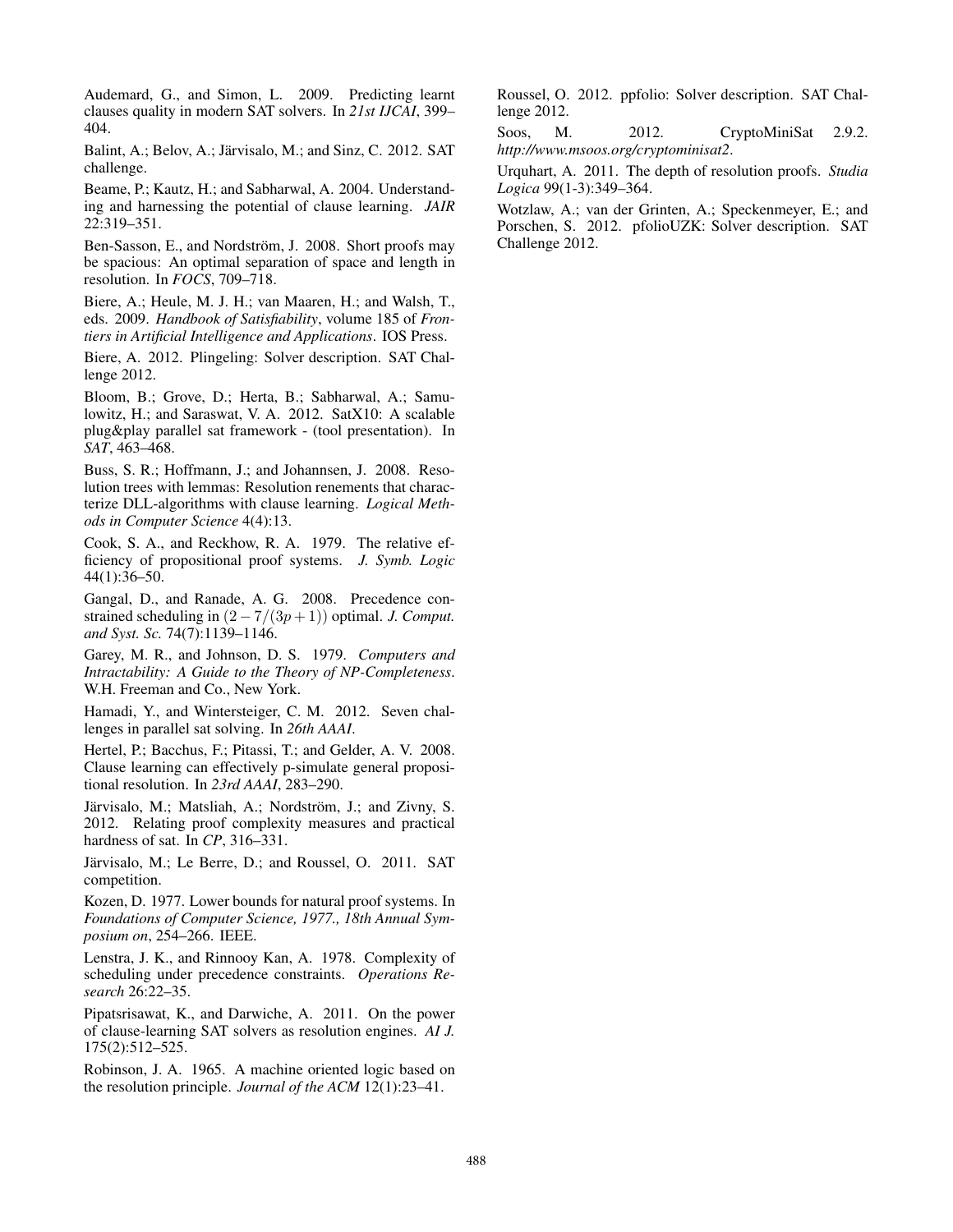Audemard, G., and Simon, L. 2009. Predicting learnt clauses quality in modern SAT solvers. In *21st IJCAI*, 399–404.

Balint, A.; Belov, A.; Järvisalo, M.; and Sinz, C. 2012. SAT challenge.

Beame, P.; Kautz, H.; and Sabharwal, A. 2004. Understanding and harnessing the potential of clause learning. *JAIR* 22:319–351.

Ben-Sasson, E., and Nordström, J. 2008. Short proofs may be spacious: An optimal separation of space and length in resolution. In *FOCS*, 709–718.

Biere, A.; Heule, M. J. H.; van Maaren, H.; and Walsh, T., eds. 2009. *Handbook of Satisfiability*, volume 185 of *Frontiers in Artificial Intelligence and Applications*. IOS Press.

Biere, A. 2012. Plingeling: Solver description. SAT Challenge 2012.

Bloom, B.; Grove, D.; Herta, B.; Sabharwal, A.; Samulowitz, H.; and Saraswat, V. A. 2012. SatX10: A scalable plug&play parallel sat framework - (tool presentation). In *SAT*, 463–468.

Buss, S. R.; Hoffmann, J.; and Johannsen, J. 2008. Resolution trees with lemmas: Resolution renements that characterize DLL-algorithms with clause learning. *Logical Methods in Computer Science* 4(4):13.

Cook, S. A., and Reckhow, R. A. 1979. The relative efficiency of propositional proof systems. *J. Symb. Logic* 44(1):36–50.

Gangal, D., and Ranade, A. G. 2008. Precedence constrained scheduling in $(2 - 7/(3p + 1))$ optimal. *J. Comput. and Syst. Sc.* 74(7):1139–1146.

Garey, M. R., and Johnson, D. S. 1979. *Computers and Intractability: A Guide to the Theory of NP-Completeness*. W.H. Freeman and Co., New York.

Hamadi, Y., and Wintersteiger, C. M. 2012. Seven challenges in parallel sat solving. In *26th AAAI*.

Hertel, P.; Bacchus, F.; Pitassi, T.; and Gelder, A. V. 2008. Clause learning can effectively p-simulate general propositional resolution. In *23rd AAAI*, 283–290.

Järvisalo, M.; Matsliah, A.; Nordström, J.; and Zivny, S. 2012. Relating proof complexity measures and practical hardness of sat. In *CP*, 316–331.

Järvisalo, M.; Le Berre, D.; and Roussel, O. 2011. SAT competition.

Kozen, D. 1977. Lower bounds for natural proof systems. In *Foundations of Computer Science, 1977., 18th Annual Symposium on*, 254–266. IEEE.

Lenstra, J. K., and Rinnooy Kan, A. 1978. Complexity of scheduling under precedence constraints. *Operations Research* 26:22–35.

Pipatsrisawat, K., and Darwiche, A. 2011. On the power of clause-learning SAT solvers as resolution engines. *AI J.* 175(2):512–525.

Robinson, J. A. 1965. A machine oriented logic based on the resolution principle. *Journal of the ACM* 12(1):23–41.

Roussel, O. 2012. ppfolio: Solver description. SAT Challenge 2012.

Soos, M. 2012. CryptoMiniSat 2.9.2. *http://www.msoos.org/cryptominisat2*.

Urquhart, A. 2011. The depth of resolution proofs. *Studia Logica* 99(1-3):349–364.

Wotzlaw, A.; van der Grinten, A.; Speckenmeyer, E.; and Porschen, S. 2012. pfolioUZK: Solver description. SAT Challenge 2012.